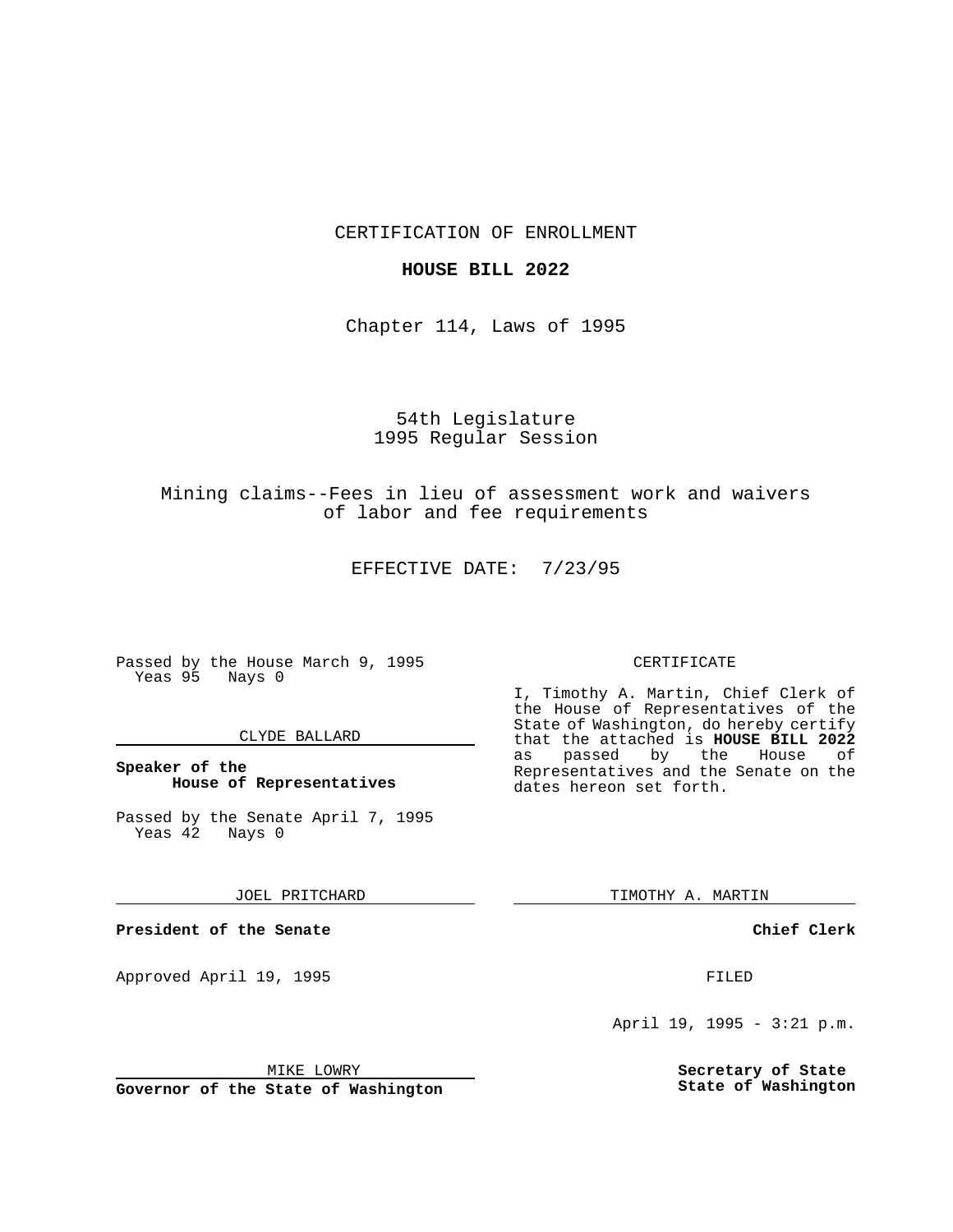CERTIFICATION OF ENROLLMENT

**HOUSE BILL 2022**

Chapter 114, Laws of 1995

54th Legislature
1995 Regular Session

Mining claims--Fees in lieu of assessment work and waivers of labor and fee requirements

EFFECTIVE DATE: 7/23/95

Passed by the House March 9, 1995
Yeas 95 Nays 0

CLYDE BALLARD

**Speaker of the House of Representatives**

Passed by the Senate April 7, 1995
Yeas 42 Nays 0

JOEL PRITCHARD

**President of the Senate**

Approved April 19, 1995

MIKE LOWRY

**Governor of the State of Washington**

CERTIFICATE

I, Timothy A. Martin, Chief Clerk of the House of Representatives of the State of Washington, do hereby certify that the attached is **HOUSE BILL 2022** as passed by the House of Representatives and the Senate on the dates hereon set forth.

TIMOTHY A. MARTIN

**Chief Clerk**

FILED

April 19, 1995 - 3:21 p.m.

**Secretary of State State of Washington**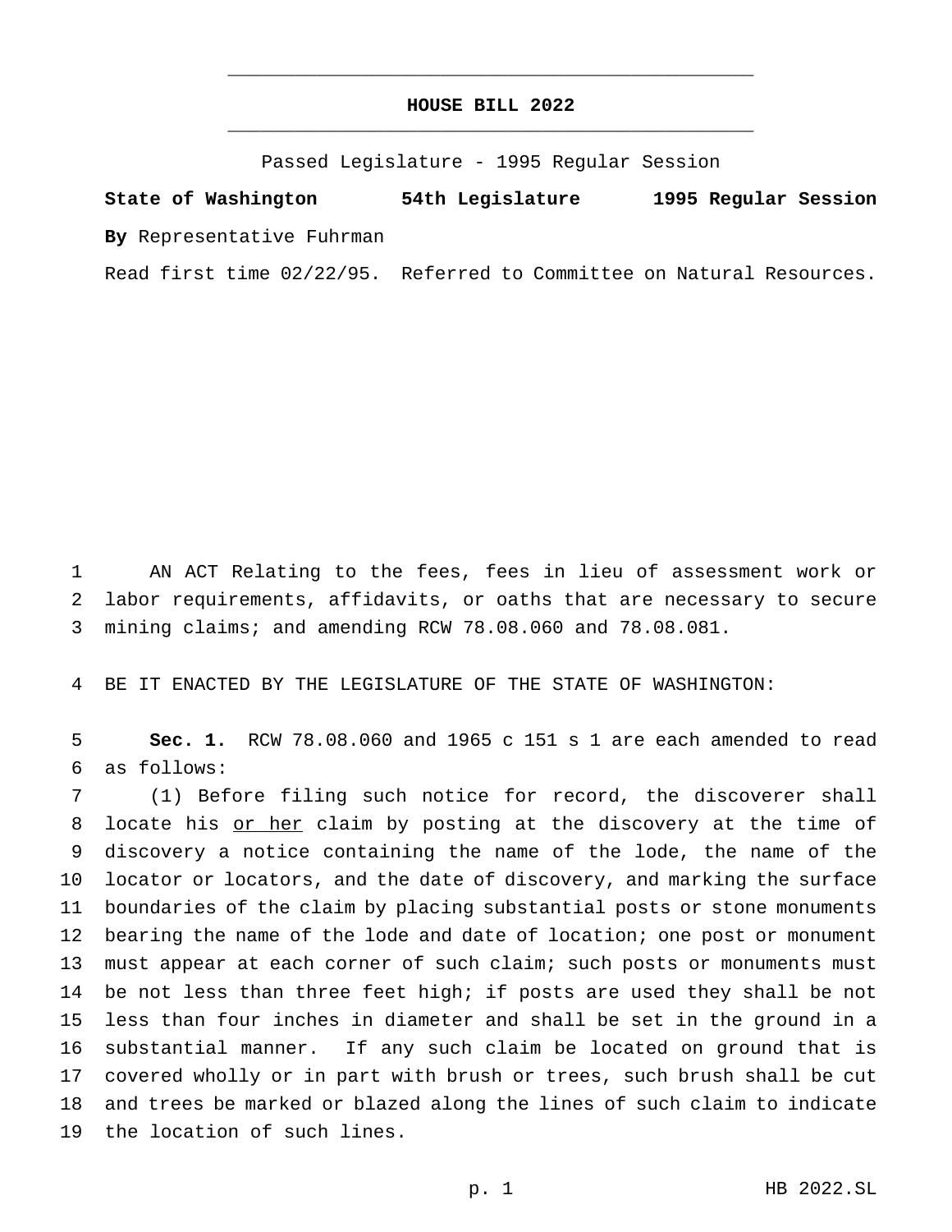# HOUSE BILL 2022

Passed Legislature - 1995 Regular Session

**State of Washington 54th Legislature 1995 Regular Session**

**By** Representative Fuhrman

Read first time 02/22/95. Referred to Committee on Natural Resources.

AN ACT Relating to the fees, fees in lieu of assessment work or labor requirements, affidavits, or oaths that are necessary to secure mining claims; and amending RCW 78.08.060 and 78.08.081.

BE IT ENACTED BY THE LEGISLATURE OF THE STATE OF WASHINGTON:

**Sec. 1.** RCW 78.08.060 and 1965 c 151 s 1 are each amended to read as follows:

(1) Before filing such notice for record, the discoverer shall locate his <u>or her</u> claim by posting at the discovery at the time of discovery a notice containing the name of the lode, the name of the locator or locators, and the date of discovery, and marking the surface boundaries of the claim by placing substantial posts or stone monuments bearing the name of the lode and date of location; one post or monument must appear at each corner of such claim; such posts or monuments must be not less than three feet high; if posts are used they shall be not less than four inches in diameter and shall be set in the ground in a substantial manner. If any such claim be located on ground that is covered wholly or in part with brush or trees, such brush shall be cut and trees be marked or blazed along the lines of such claim to indicate the location of such lines.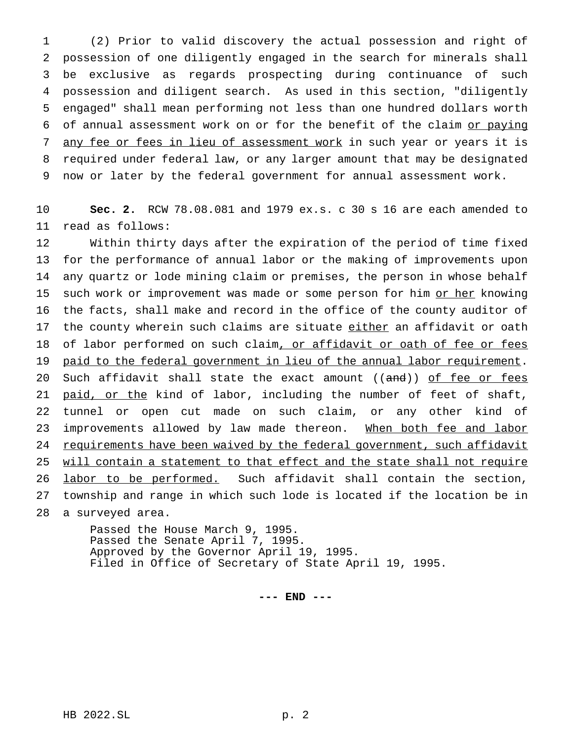(2) Prior to valid discovery the actual possession and right of possession of one diligently engaged in the search for minerals shall be exclusive as regards prospecting during continuance of such possession and diligent search. As used in this section, "diligently engaged" shall mean performing not less than one hundred dollars worth of annual assessment work on or for the benefit of the claim <u>or paying any fee or fees in lieu of assessment work</u> in such year or years it is required under federal law, or any larger amount that may be designated now or later by the federal government for annual assessment work.

**Sec. 2.** RCW 78.08.081 and 1979 ex.s. c 30 s 16 are each amended to read as follows:

Within thirty days after the expiration of the period of time fixed for the performance of annual labor or the making of improvements upon any quartz or lode mining claim or premises, the person in whose behalf such work or improvement was made or some person for him <u>or her</u> knowing the facts, shall make and record in the office of the county auditor of the county wherein such claims are situate <u>either</u> an affidavit or oath of labor performed on such claim<u>, or affidavit or oath of fee or fees paid to the federal government in lieu of the annual labor requirement</u>. Such affidavit shall state the exact amount ((~~and~~)) <u>of fee or fees paid, or the</u> kind of labor, including the number of feet of shaft, tunnel or open cut made on such claim, or any other kind of improvements allowed by law made thereon. <u>When both fee and labor requirements have been waived by the federal government, such affidavit will contain a statement to that effect and the state shall not require labor to be performed.</u> Such affidavit shall contain the section, township and range in which such lode is located if the location be in a surveyed area.

Passed the House March 9, 1995.
Passed the Senate April 7, 1995.
Approved by the Governor April 19, 1995.
Filed in Office of Secretary of State April 19, 1995.

**--- END ---**